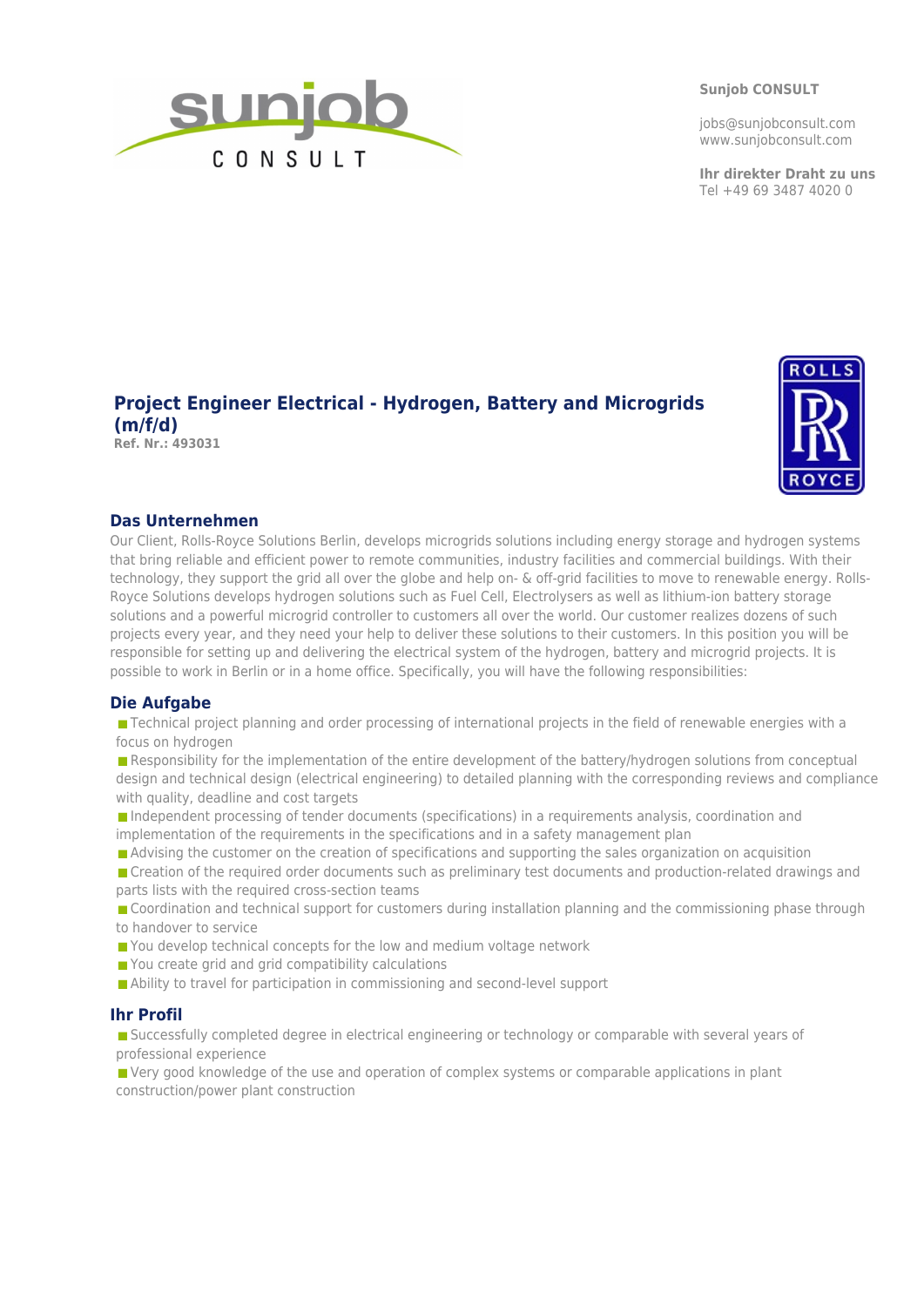**Sunjob CONSULT**

jobs@sunjobconsult.com
www.sunjobconsult.com

**Ihr direkter Draht zu uns**
Tel +49 69 3487 4020 0

# Project Engineer Electrical - Hydrogen, Battery and Microgrids (m/f/d)

**Ref. Nr.: 493031**

## Das Unternehmen

Our Client, Rolls-Royce Solutions Berlin, develops microgrids solutions including energy storage and hydrogen systems that bring reliable and efficient power to remote communities, industry facilities and commercial buildings. With their technology, they support the grid all over the globe and help on- & off-grid facilities to move to renewable energy. Rolls-Royce Solutions develops hydrogen solutions such as Fuel Cell, Electrolysers as well as lithium-ion battery storage solutions and a powerful microgrid controller to customers all over the world. Our customer realizes dozens of such projects every year, and they need your help to deliver these solutions to their customers. In this position you will be responsible for setting up and delivering the electrical system of the hydrogen, battery and microgrid projects. It is possible to work in Berlin or in a home office. Specifically, you will have the following responsibilities:

## Die Aufgabe

- Technical project planning and order processing of international projects in the field of renewable energies with a focus on hydrogen
- Responsibility for the implementation of the entire development of the battery/hydrogen solutions from conceptual design and technical design (electrical engineering) to detailed planning with the corresponding reviews and compliance with quality, deadline and cost targets
- Independent processing of tender documents (specifications) in a requirements analysis, coordination and implementation of the requirements in the specifications and in a safety management plan
- Advising the customer on the creation of specifications and supporting the sales organization on acquisition
- Creation of the required order documents such as preliminary test documents and production-related drawings and parts lists with the required cross-section teams
- Coordination and technical support for customers during installation planning and the commissioning phase through to handover to service
- You develop technical concepts for the low and medium voltage network
- You create grid and grid compatibility calculations
- Ability to travel for participation in commissioning and second-level support

## Ihr Profil

- Successfully completed degree in electrical engineering or technology or comparable with several years of professional experience
- Very good knowledge of the use and operation of complex systems or comparable applications in plant construction/power plant construction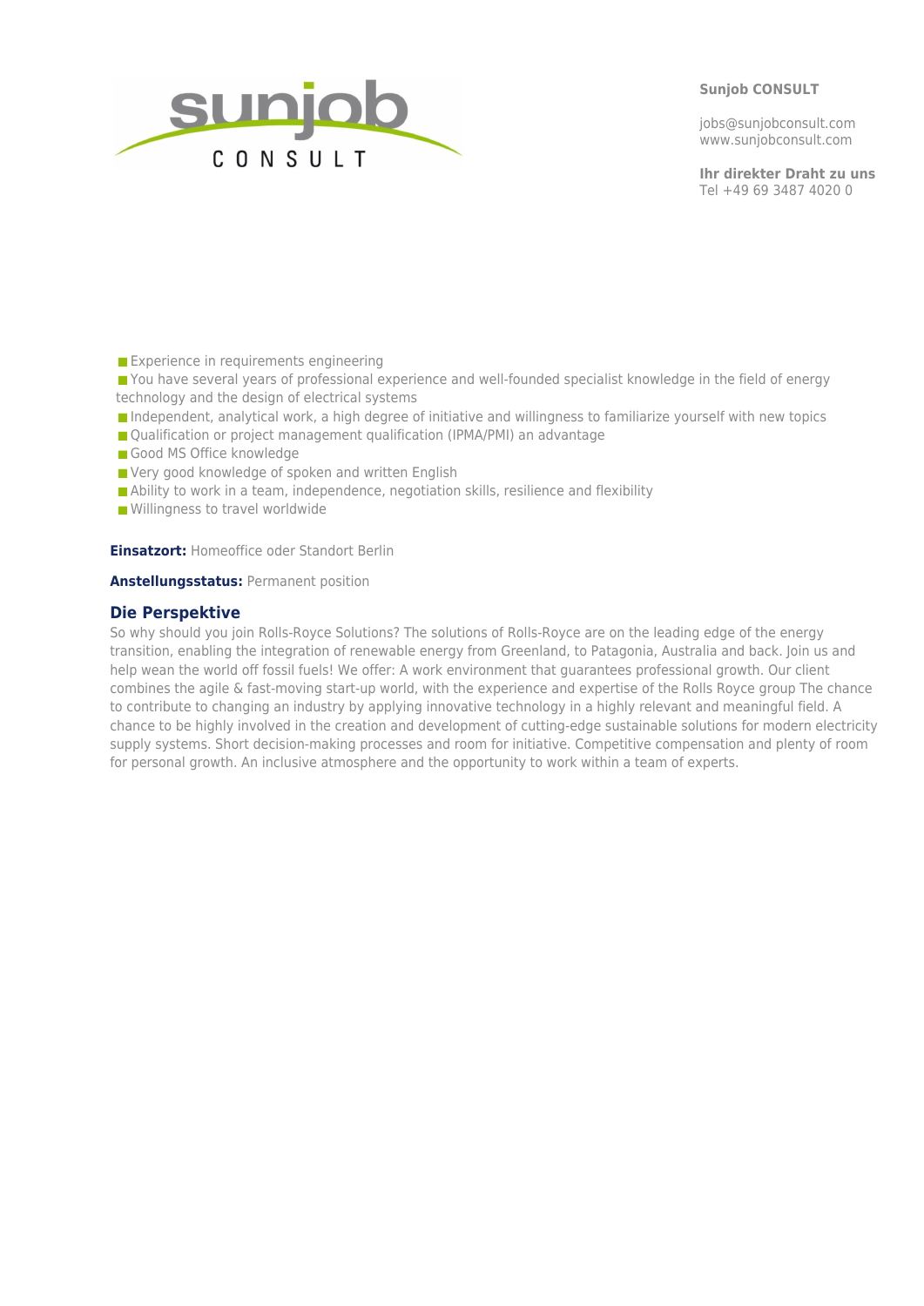- Experience in requirements engineering
- You have several years of professional experience and well-founded specialist knowledge in the field of energy technology and the design of electrical systems
- Independent, analytical work, a high degree of initiative and willingness to familiarize yourself with new topics
- Qualification or project management qualification (IPMA/PMI) an advantage
- Good MS Office knowledge
- Very good knowledge of spoken and written English
- Ability to work in a team, independence, negotiation skills, resilience and flexibility
- Willingness to travel worldwide

**Einsatzort:** Homeoffice oder Standort Berlin

**Anstellungsstatus:** Permanent position

## Die Perspektive

So why should you join Rolls-Royce Solutions? The solutions of Rolls-Royce are on the leading edge of the energy transition, enabling the integration of renewable energy from Greenland, to Patagonia, Australia and back. Join us and help wean the world off fossil fuels! We offer: A work environment that guarantees professional growth. Our client combines the agile & fast-moving start-up world, with the experience and expertise of the Rolls Royce group The chance to contribute to changing an industry by applying innovative technology in a highly relevant and meaningful field. A chance to be highly involved in the creation and development of cutting-edge sustainable solutions for modern electricity supply systems. Short decision-making processes and room for initiative. Competitive compensation and plenty of room for personal growth. An inclusive atmosphere and the opportunity to work within a team of experts.